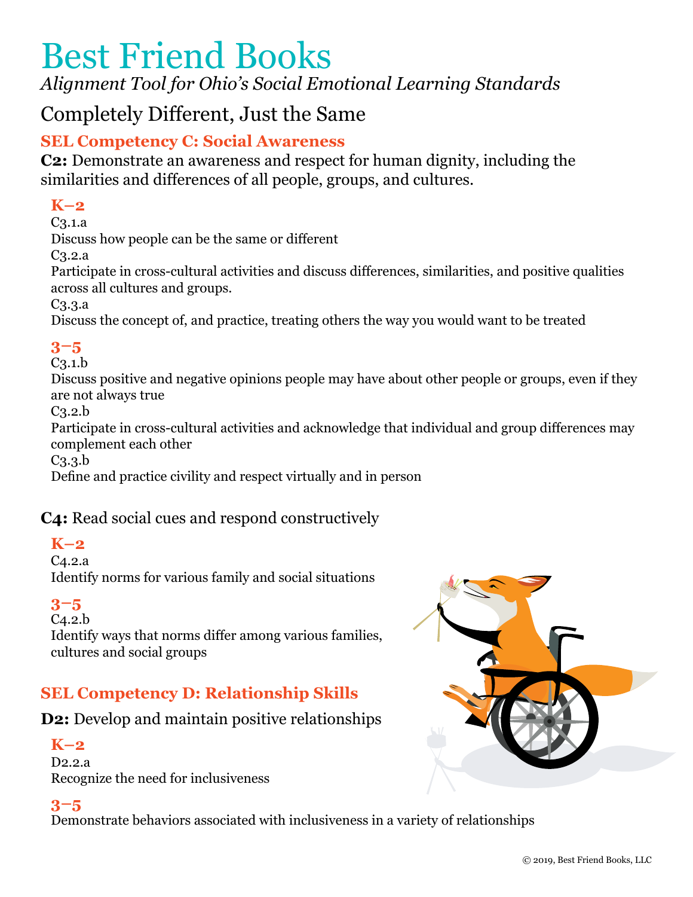# Best Friend Books

*Alignment Tool for Ohio's Social Emotional Learning Standards*

## Completely Different, Just the Same

### SEL Competency C: Social Awareness

**C2:** Demonstrate an awareness and respect for human dignity, including the similarities and differences of all people, groups, and cultures.

#### K–2

C3.1.a
Discuss how people can be the same or different

C3.2.a
Participate in cross-cultural activities and discuss differences, similarities, and positive qualities across all cultures and groups.

C3.3.a
Discuss the concept of, and practice, treating others the way you would want to be treated

#### 3–5

C3.1.b
Discuss positive and negative opinions people may have about other people or groups, even if they are not always true

C3.2.b
Participate in cross-cultural activities and acknowledge that individual and group differences may complement each other

C3.3.b
Define and practice civility and respect virtually and in person

**C4:** Read social cues and respond constructively

#### K–2

C4.2.a
Identify norms for various family and social situations

#### 3–5

C4.2.b
Identify ways that norms differ among various families, cultures and social groups

### SEL Competency D: Relationship Skills

**D2:** Develop and maintain positive relationships

#### K–2

D2.2.a
Recognize the need for inclusiveness

#### 3–5

Demonstrate behaviors associated with inclusiveness in a variety of relationships

© 2019, Best Friend Books, LLC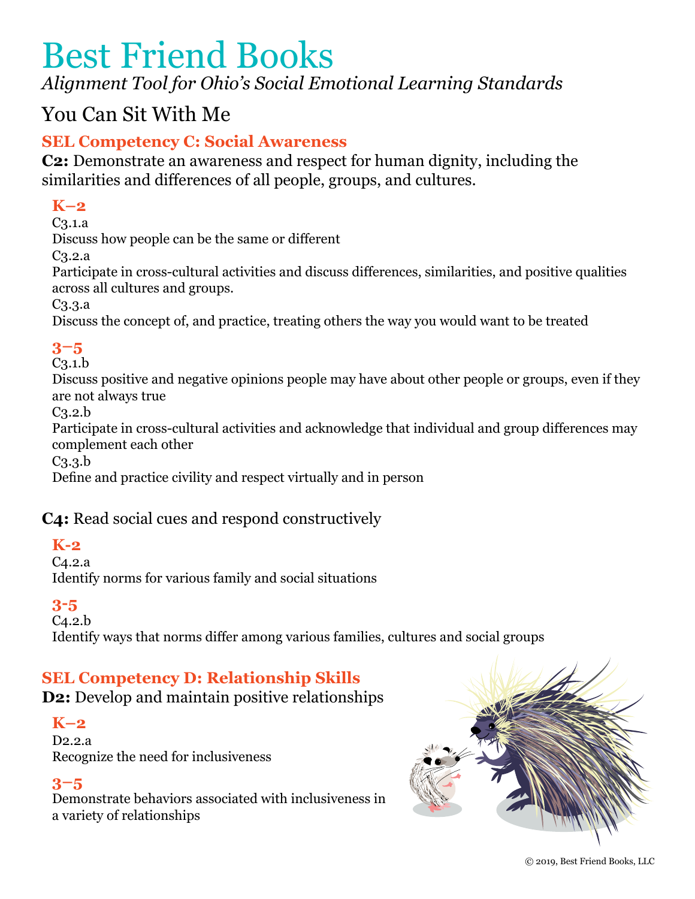# Best Friend Books

*Alignment Tool for Ohio's Social Emotional Learning Standards*

## You Can Sit With Me

### SEL Competency C: Social Awareness

**C2:** Demonstrate an awareness and respect for human dignity, including the similarities and differences of all people, groups, and cultures.

#### K–2

C3.1.a
Discuss how people can be the same or different

C3.2.a
Participate in cross-cultural activities and discuss differences, similarities, and positive qualities across all cultures and groups.

C3.3.a
Discuss the concept of, and practice, treating others the way you would want to be treated

#### 3–5

C3.1.b
Discuss positive and negative opinions people may have about other people or groups, even if they are not always true

C3.2.b
Participate in cross-cultural activities and acknowledge that individual and group differences may complement each other

C3.3.b
Define and practice civility and respect virtually and in person

**C4:** Read social cues and respond constructively

#### K-2

C4.2.a
Identify norms for various family and social situations

#### 3-5

C4.2.b
Identify ways that norms differ among various families, cultures and social groups

### SEL Competency D: Relationship Skills

**D2:** Develop and maintain positive relationships

#### K–2

D2.2.a
Recognize the need for inclusiveness

#### 3–5

Demonstrate behaviors associated with inclusiveness in a variety of relationships

© 2019, Best Friend Books, LLC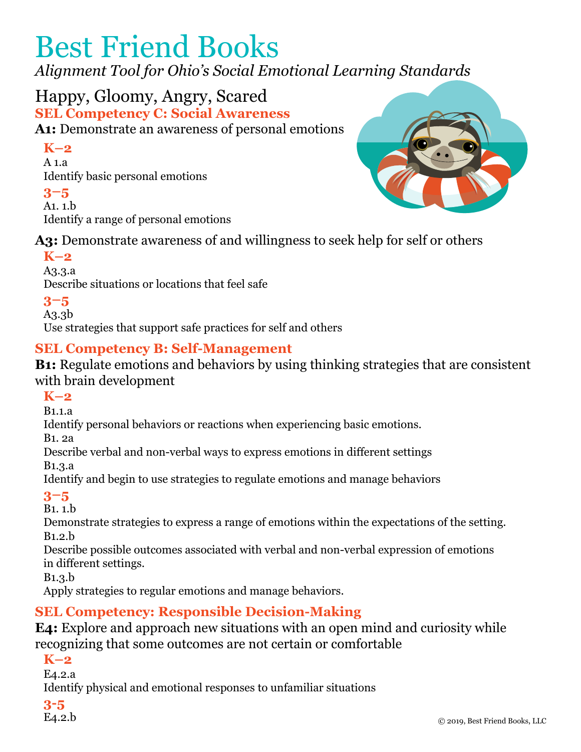# Best Friend Books

*Alignment Tool for Ohio's Social Emotional Learning Standards*

## Happy, Gloomy, Angry, Scared

### SEL Competency C: Social Awareness

**A1:** Demonstrate an awareness of personal emotions

**K–2**

A 1.a
Identify basic personal emotions

**3–5**

A1. 1.b
Identify a range of personal emotions

**A3:** Demonstrate awareness of and willingness to seek help for self or others

**K–2**

A3.3.a
Describe situations or locations that feel safe

**3–5**

A3.3b
Use strategies that support safe practices for self and others

### SEL Competency B: Self-Management

**B1:** Regulate emotions and behaviors by using thinking strategies that are consistent with brain development

**K–2**

B1.1.a
Identify personal behaviors or reactions when experiencing basic emotions.

B1. 2a
Describe verbal and non-verbal ways to express emotions in different settings

B1.3.a
Identify and begin to use strategies to regulate emotions and manage behaviors

**3–5**

B1. 1.b
Demonstrate strategies to express a range of emotions within the expectations of the setting.

B1.2.b
Describe possible outcomes associated with verbal and non-verbal expression of emotions in different settings.

B1.3.b
Apply strategies to regular emotions and manage behaviors.

### SEL Competency: Responsible Decision-Making

**E4:** Explore and approach new situations with an open mind and curiosity while recognizing that some outcomes are not certain or comfortable

**K–2**

E4.2.a
Identify physical and emotional responses to unfamiliar situations

**3-5**

E4.2.b

© 2019, Best Friend Books, LLC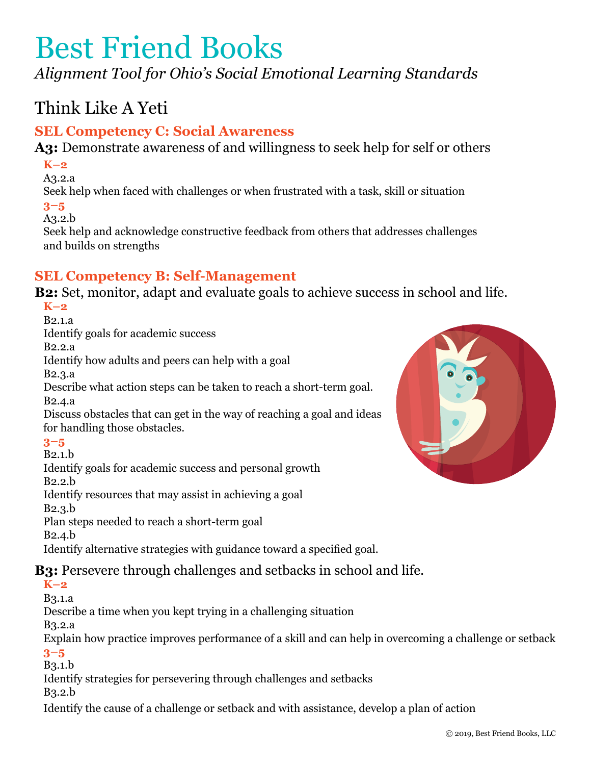# Best Friend Books

*Alignment Tool for Ohio's Social Emotional Learning Standards*

## Think Like A Yeti

### SEL Competency C: Social Awareness

**A3:** Demonstrate awareness of and willingness to seek help for self or others

**K–2**

A3.2.a

Seek help when faced with challenges or when frustrated with a task, skill or situation

**3–5**

A3.2.b

Seek help and acknowledge constructive feedback from others that addresses challenges and builds on strengths

### SEL Competency B: Self-Management

**B2:** Set, monitor, adapt and evaluate goals to achieve success in school and life.

**K–2**

B2.1.a

Identify goals for academic success

B2.2.a

Identify how adults and peers can help with a goal

B2.3.a

Describe what action steps can be taken to reach a short-term goal.

B2.4.a

Discuss obstacles that can get in the way of reaching a goal and ideas for handling those obstacles.

**3–5**

B2.1.b

Identify goals for academic success and personal growth

B2.2.b

Identify resources that may assist in achieving a goal

B2.3.b

Plan steps needed to reach a short-term goal

B2.4.b

Identify alternative strategies with guidance toward a specified goal.

**B3:** Persevere through challenges and setbacks in school and life.

**K–2**

B3.1.a

Describe a time when you kept trying in a challenging situation

B3.2.a

Explain how practice improves performance of a skill and can help in overcoming a challenge or setback

**3–5**

B3.1.b

Identify strategies for persevering through challenges and setbacks

B3.2.b

Identify the cause of a challenge or setback and with assistance, develop a plan of action

© 2019, Best Friend Books, LLC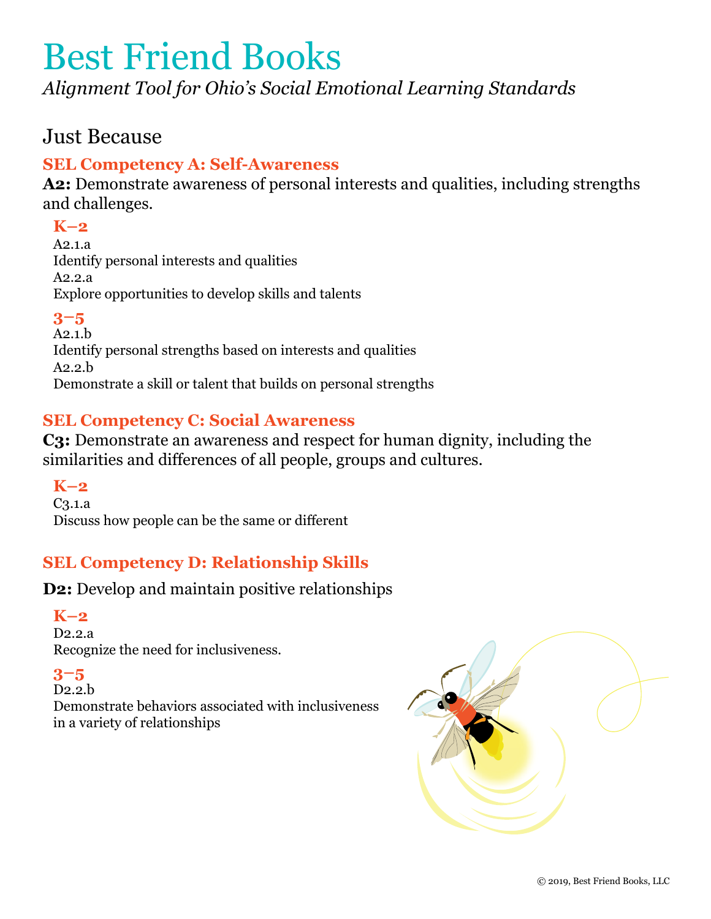# Best Friend Books

*Alignment Tool for Ohio's Social Emotional Learning Standards*

## Just Because

### SEL Competency A: Self-Awareness

**A2:** Demonstrate awareness of personal interests and qualities, including strengths and challenges.

#### K–2

A2.1.a
Identify personal interests and qualities

A2.2.a
Explore opportunities to develop skills and talents

#### 3–5

A2.1.b
Identify personal strengths based on interests and qualities

A2.2.b
Demonstrate a skill or talent that builds on personal strengths

### SEL Competency C: Social Awareness

**C3:** Demonstrate an awareness and respect for human dignity, including the similarities and differences of all people, groups and cultures.

#### K–2

C3.1.a
Discuss how people can be the same or different

### SEL Competency D: Relationship Skills

**D2:** Develop and maintain positive relationships

#### K–2

D2.2.a
Recognize the need for inclusiveness.

#### 3–5

D2.2.b
Demonstrate behaviors associated with inclusiveness in a variety of relationships

© 2019, Best Friend Books, LLC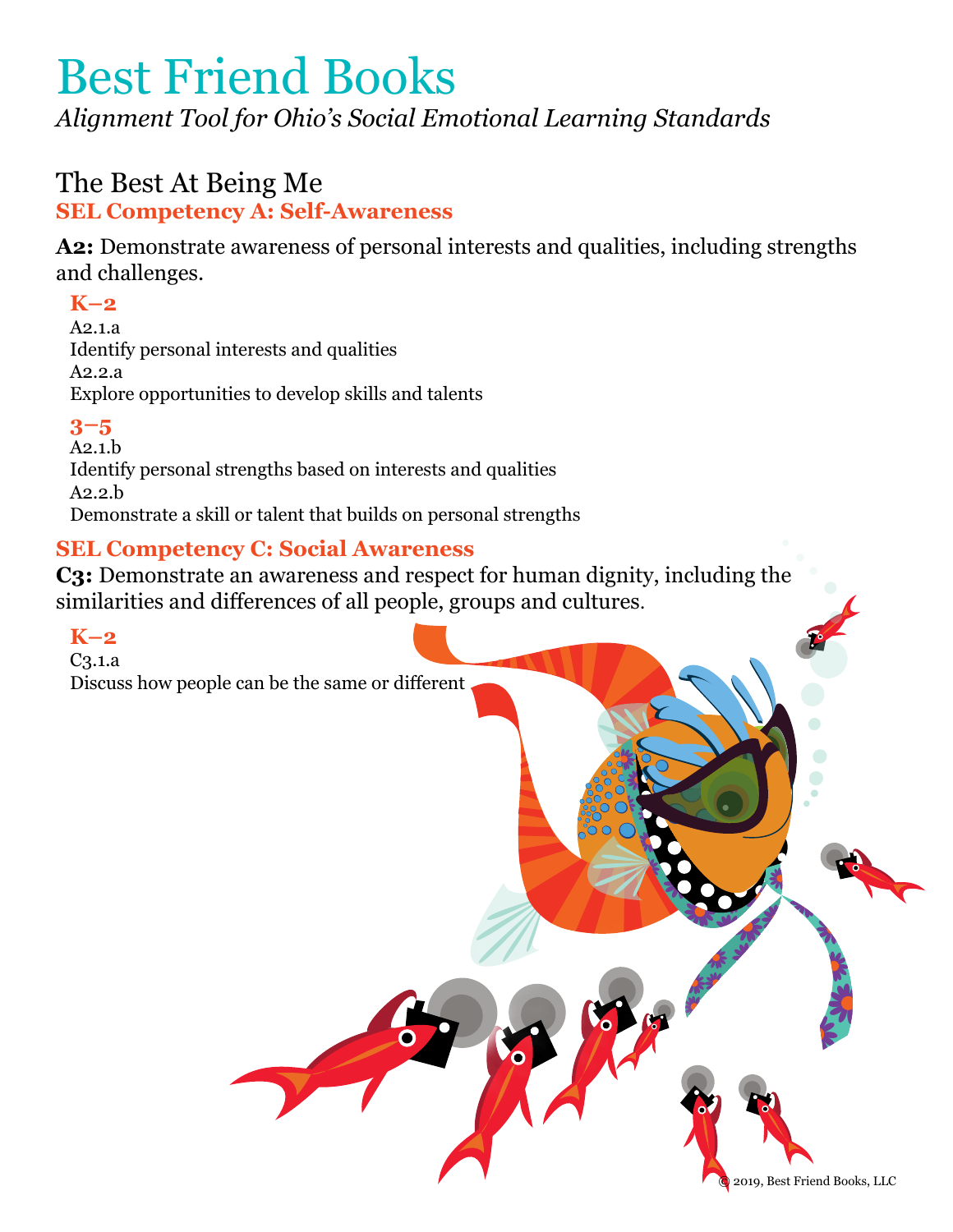# Best Friend Books

*Alignment Tool for Ohio's Social Emotional Learning Standards*

## The Best At Being Me

### SEL Competency A: Self-Awareness

**A2:** Demonstrate awareness of personal interests and qualities, including strengths and challenges.

**K–2**

A2.1.a
Identify personal interests and qualities

A2.2.a
Explore opportunities to develop skills and talents

**3–5**

A2.1.b
Identify personal strengths based on interests and qualities

A2.2.b
Demonstrate a skill or talent that builds on personal strengths

### SEL Competency C: Social Awareness

**C3:** Demonstrate an awareness and respect for human dignity, including the similarities and differences of all people, groups and cultures.

**K–2**

C3.1.a
Discuss how people can be the same or different

© 2019, Best Friend Books, LLC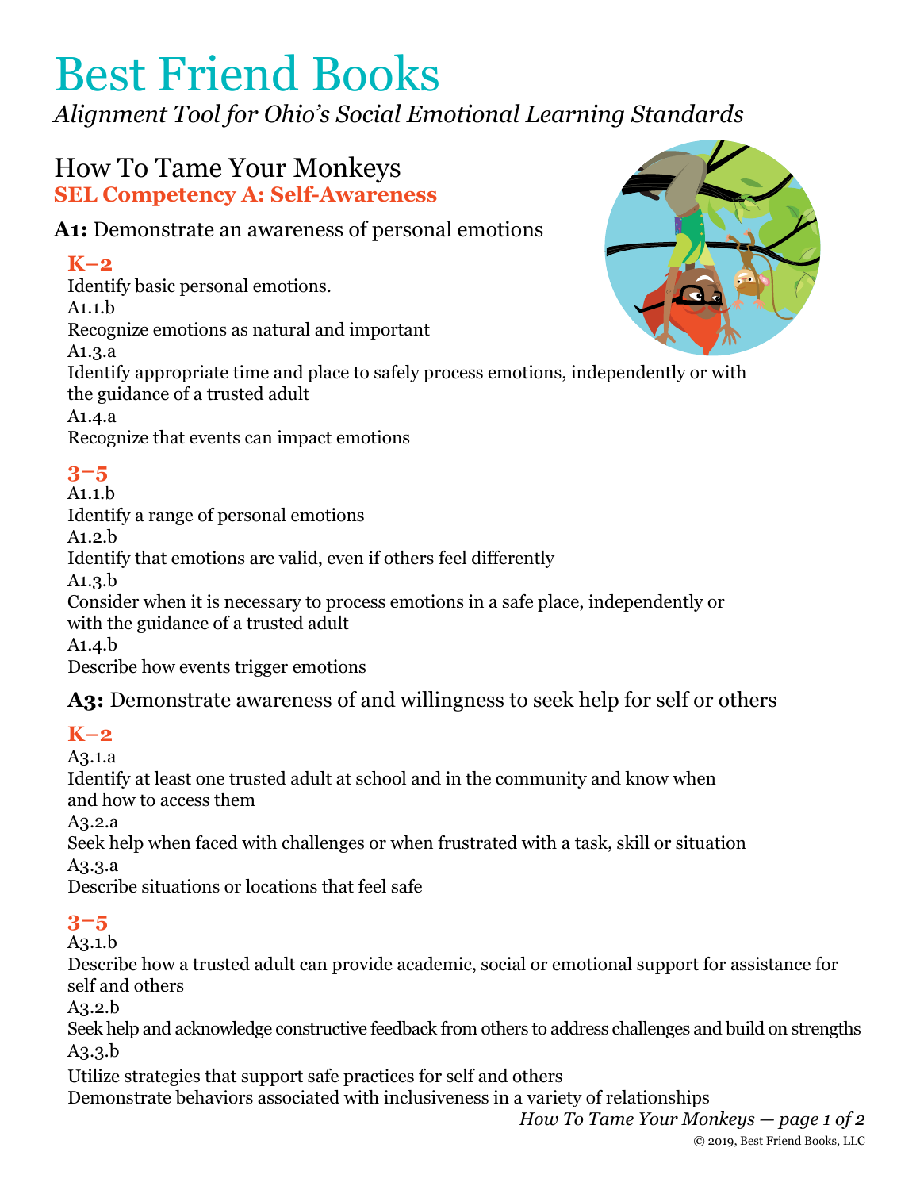# Best Friend Books

*Alignment Tool for Ohio's Social Emotional Learning Standards*

## How To Tame Your Monkeys

**SEL Competency A: Self-Awareness**

### A1: Demonstrate an awareness of personal emotions

**K–2**

Identify basic personal emotions.

A1.1.b

Recognize emotions as natural and important

A1.3.a

Identify appropriate time and place to safely process emotions, independently or with the guidance of a trusted adult

A1.4.a

Recognize that events can impact emotions

**3–5**

A1.1.b

Identify a range of personal emotions

A1.2.b

Identify that emotions are valid, even if others feel differently

A1.3.b

Consider when it is necessary to process emotions in a safe place, independently or with the guidance of a trusted adult

A1.4.b

Describe how events trigger emotions

### A3: Demonstrate awareness of and willingness to seek help for self or others

**K–2**

A3.1.a

Identify at least one trusted adult at school and in the community and know when and how to access them

A3.2.a

Seek help when faced with challenges or when frustrated with a task, skill or situation

A3.3.a

Describe situations or locations that feel safe

**3–5**

A3.1.b

Describe how a trusted adult can provide academic, social or emotional support for assistance for self and others

A3.2.b

Seek help and acknowledge constructive feedback from others to address challenges and build on strengths

A3.3.b

Utilize strategies that support safe practices for self and others

Demonstrate behaviors associated with inclusiveness in a variety of relationships

© 2019, Best Friend Books, LLC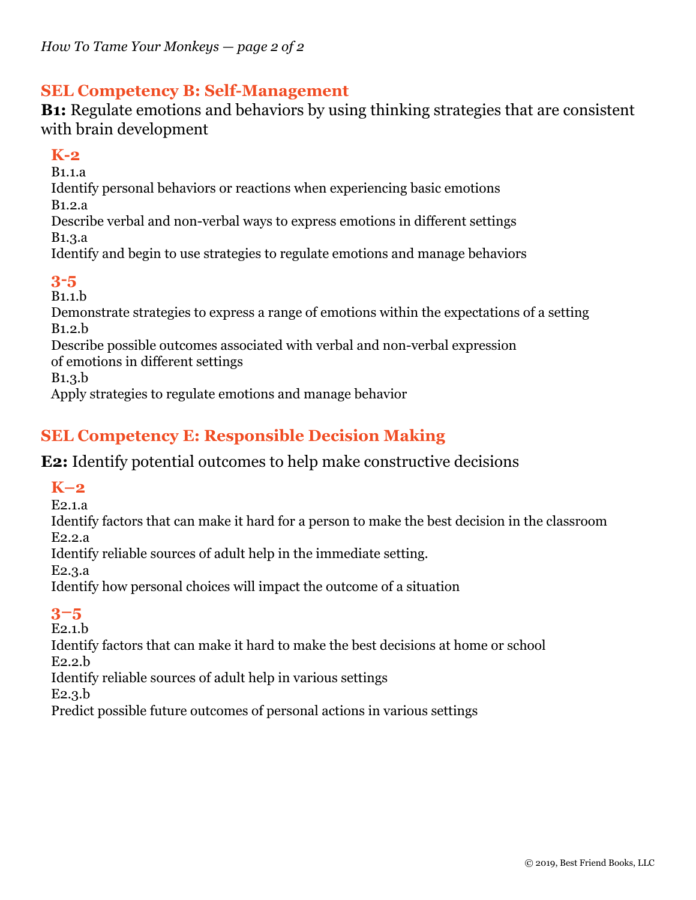## SEL Competency B: Self-Management

**B1:** Regulate emotions and behaviors by using thinking strategies that are consistent with brain development

### K-2

B1.1.a
Identify personal behaviors or reactions when experiencing basic emotions
B1.2.a
Describe verbal and non-verbal ways to express emotions in different settings
B1.3.a
Identify and begin to use strategies to regulate emotions and manage behaviors

### 3-5

B1.1.b
Demonstrate strategies to express a range of emotions within the expectations of a setting
B1.2.b
Describe possible outcomes associated with verbal and non-verbal expression of emotions in different settings
B1.3.b
Apply strategies to regulate emotions and manage behavior

## SEL Competency E: Responsible Decision Making

**E2:** Identify potential outcomes to help make constructive decisions

### K–2

E2.1.a
Identify factors that can make it hard for a person to make the best decision in the classroom
E2.2.a
Identify reliable sources of adult help in the immediate setting.
E2.3.a
Identify how personal choices will impact the outcome of a situation

### 3–5

E2.1.b
Identify factors that can make it hard to make the best decisions at home or school
E2.2.b
Identify reliable sources of adult help in various settings
E2.3.b
Predict possible future outcomes of personal actions in various settings

© 2019, Best Friend Books, LLC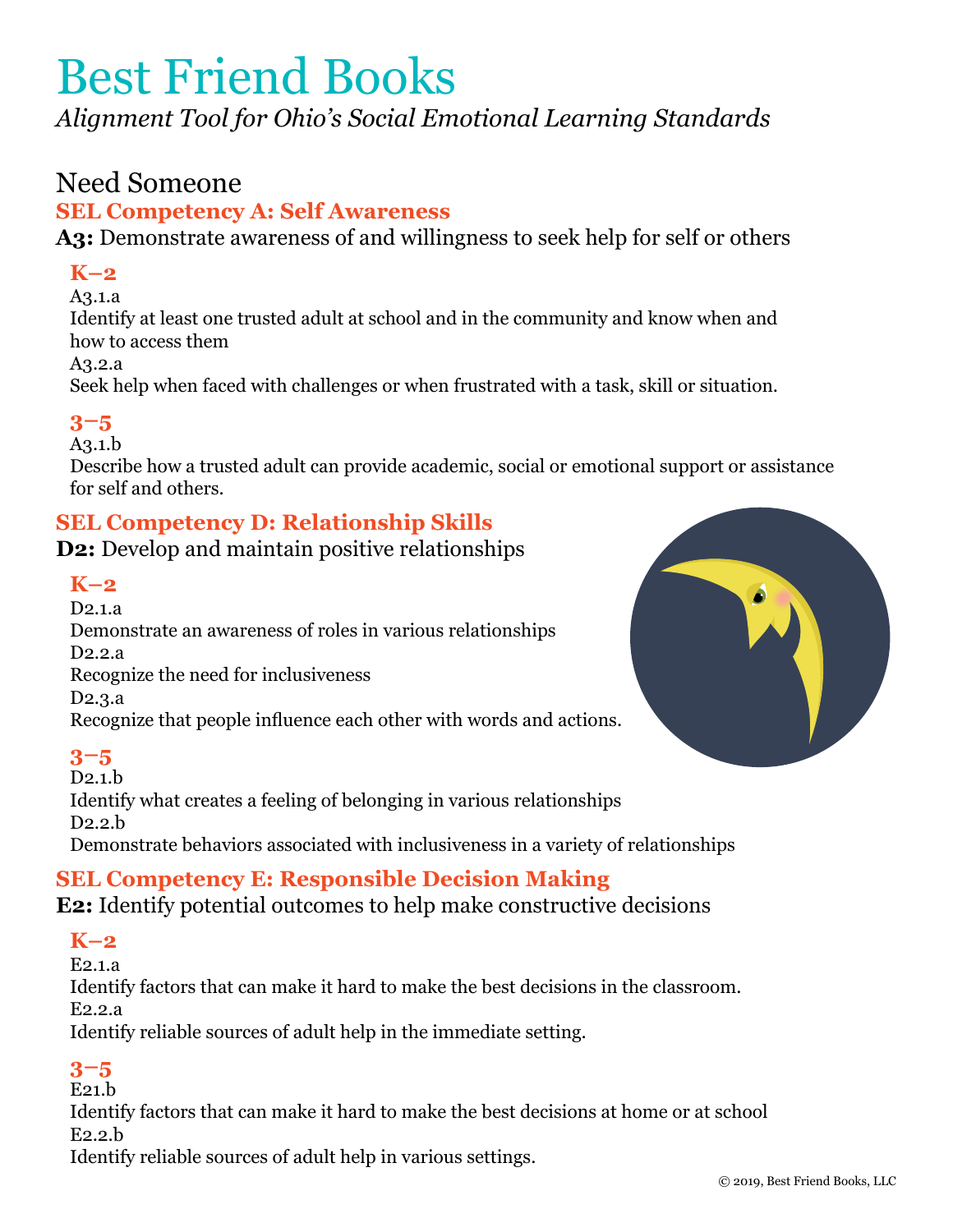# Best Friend Books

*Alignment Tool for Ohio's Social Emotional Learning Standards*

## Need Someone

### SEL Competency A: Self Awareness

**A3:** Demonstrate awareness of and willingness to seek help for self or others

#### K–2

A3.1.a
Identify at least one trusted adult at school and in the community and know when and how to access them

A3.2.a
Seek help when faced with challenges or when frustrated with a task, skill or situation.

#### 3–5

A3.1.b
Describe how a trusted adult can provide academic, social or emotional support or assistance for self and others.

### SEL Competency D: Relationship Skills

**D2:** Develop and maintain positive relationships

#### K–2

D2.1.a
Demonstrate an awareness of roles in various relationships

D2.2.a
Recognize the need for inclusiveness

D2.3.a
Recognize that people influence each other with words and actions.

#### 3–5

D2.1.b
Identify what creates a feeling of belonging in various relationships

D2.2.b
Demonstrate behaviors associated with inclusiveness in a variety of relationships

### SEL Competency E: Responsible Decision Making

**E2:** Identify potential outcomes to help make constructive decisions

#### K–2

E2.1.a
Identify factors that can make it hard to make the best decisions in the classroom.

E2.2.a
Identify reliable sources of adult help in the immediate setting.

#### 3–5

E21.b
Identify factors that can make it hard to make the best decisions at home or at school

E2.2.b
Identify reliable sources of adult help in various settings.

© 2019, Best Friend Books, LLC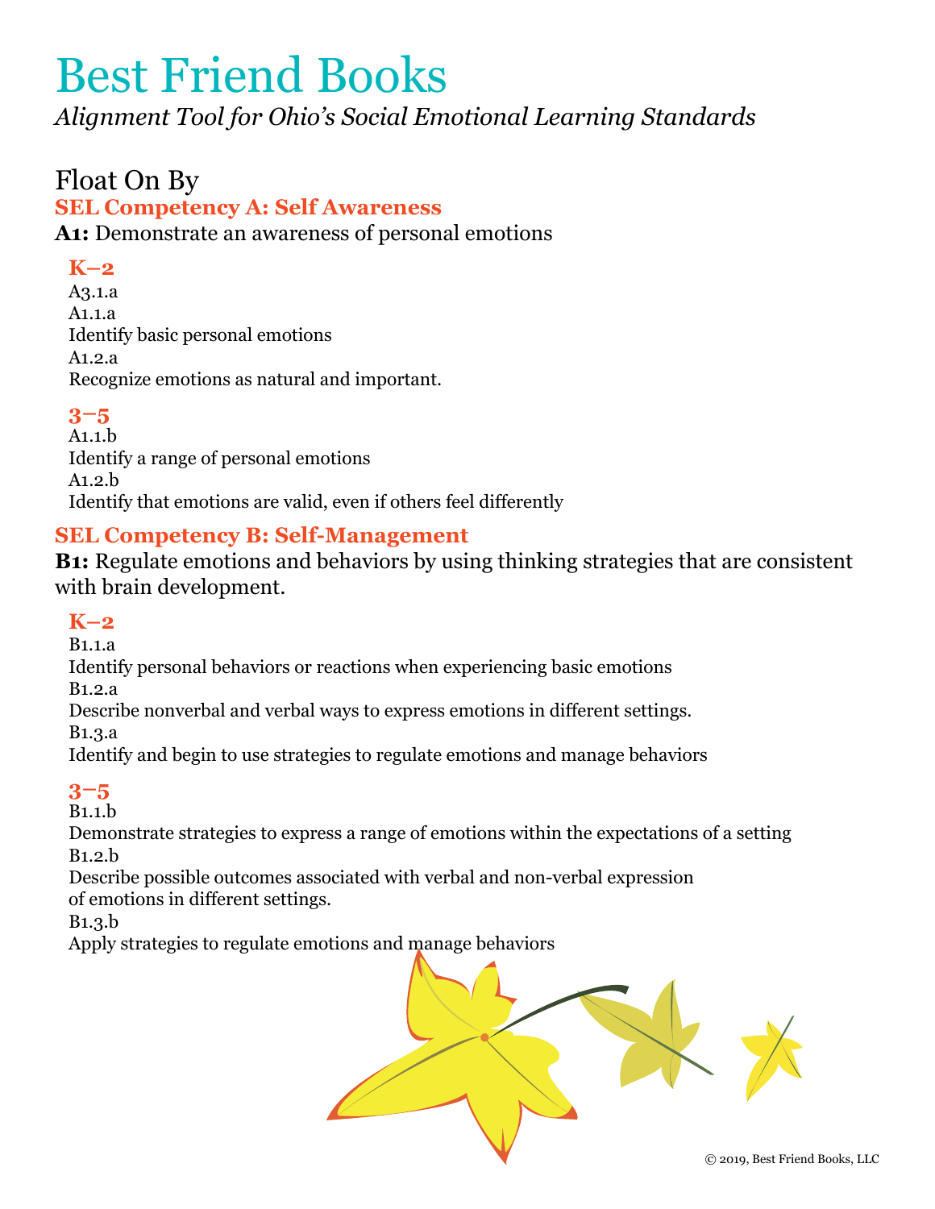# Best Friend Books

*Alignment Tool for Ohio's Social Emotional Learning Standards*

## Float On By

### SEL Competency A: Self Awareness

**A1:** Demonstrate an awareness of personal emotions

#### K–2

A3.1.a

A1.1.a

Identify basic personal emotions

A1.2.a

Recognize emotions as natural and important.

#### 3–5

A1.1.b

Identify a range of personal emotions

A1.2.b

Identify that emotions are valid, even if others feel differently

### SEL Competency B: Self-Management

**B1:** Regulate emotions and behaviors by using thinking strategies that are consistent with brain development.

#### K–2

B1.1.a

Identify personal behaviors or reactions when experiencing basic emotions

B1.2.a

Describe nonverbal and verbal ways to express emotions in different settings.

B1.3.a

Identify and begin to use strategies to regulate emotions and manage behaviors

#### 3–5

B1.1.b

Demonstrate strategies to express a range of emotions within the expectations of a setting

B1.2.b

Describe possible outcomes associated with verbal and non-verbal expression of emotions in different settings.

B1.3.b

Apply strategies to regulate emotions and manage behaviors

© 2019, Best Friend Books, LLC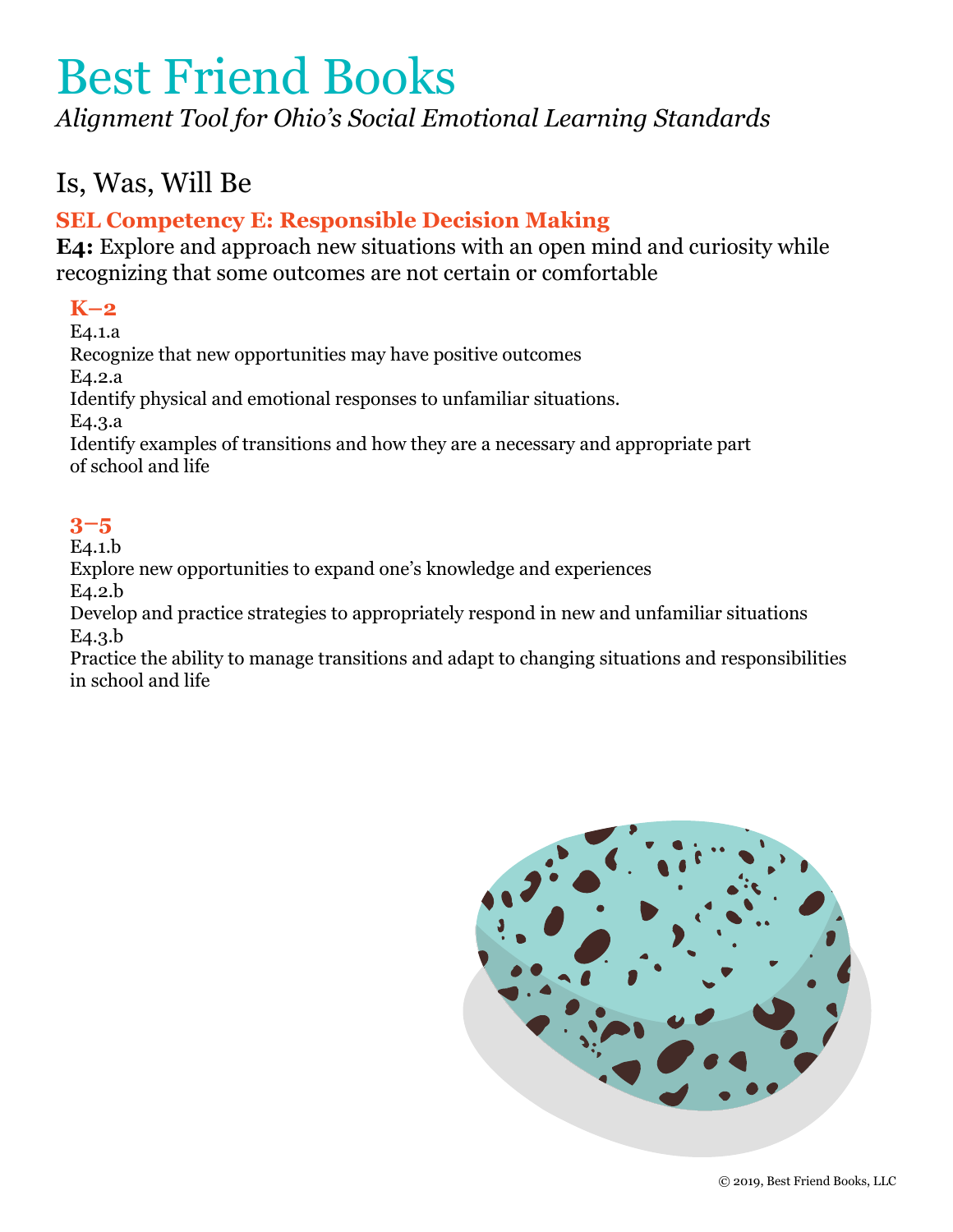# Best Friend Books

*Alignment Tool for Ohio's Social Emotional Learning Standards*

## Is, Was, Will Be

### SEL Competency E: Responsible Decision Making

**E4:** Explore and approach new situations with an open mind and curiosity while recognizing that some outcomes are not certain or comfortable

#### K–2

E4.1.a
Recognize that new opportunities may have positive outcomes

E4.2.a
Identify physical and emotional responses to unfamiliar situations.

E4.3.a
Identify examples of transitions and how they are a necessary and appropriate part of school and life

#### 3–5

E4.1.b
Explore new opportunities to expand one's knowledge and experiences

E4.2.b
Develop and practice strategies to appropriately respond in new and unfamiliar situations

E4.3.b
Practice the ability to manage transitions and adapt to changing situations and responsibilities in school and life

© 2019, Best Friend Books, LLC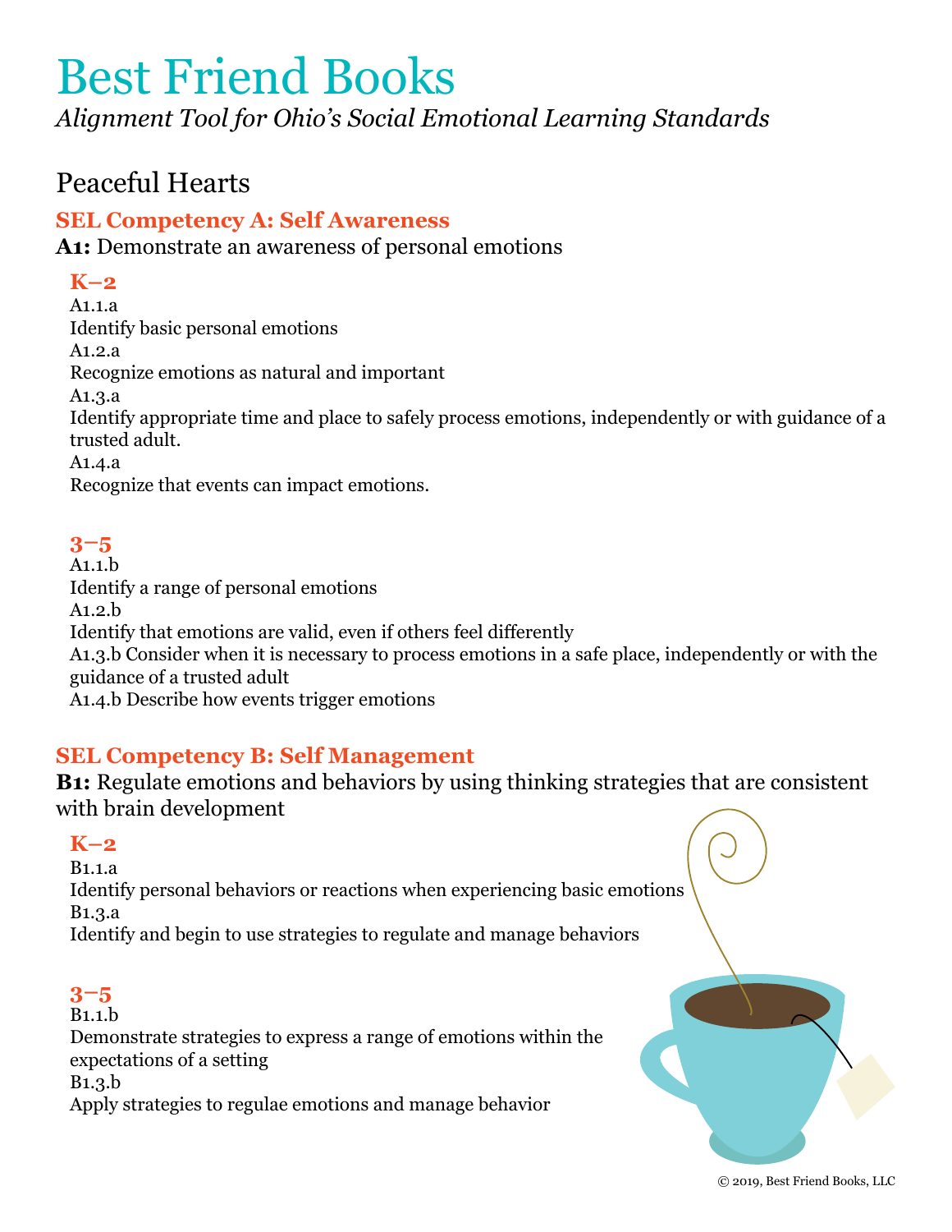# Best Friend Books

*Alignment Tool for Ohio's Social Emotional Learning Standards*

## Peaceful Hearts

### SEL Competency A: Self Awareness

**A1:** Demonstrate an awareness of personal emotions

#### K–2

A1.1.a
Identify basic personal emotions
A1.2.a
Recognize emotions as natural and important
A1.3.a
Identify appropriate time and place to safely process emotions, independently or with guidance of a trusted adult.
A1.4.a
Recognize that events can impact emotions.

#### 3–5

A1.1.b
Identify a range of personal emotions
A1.2.b
Identify that emotions are valid, even if others feel differently
A1.3.b Consider when it is necessary to process emotions in a safe place, independently or with the guidance of a trusted adult
A1.4.b Describe how events trigger emotions

### SEL Competency B: Self Management

**B1:** Regulate emotions and behaviors by using thinking strategies that are consistent with brain development

#### K–2

B1.1.a
Identify personal behaviors or reactions when experiencing basic emotions
B1.3.a
Identify and begin to use strategies to regulate and manage behaviors

#### 3–5

B1.1.b
Demonstrate strategies to express a range of emotions within the expectations of a setting
B1.3.b
Apply strategies to regulae emotions and manage behavior

© 2019, Best Friend Books, LLC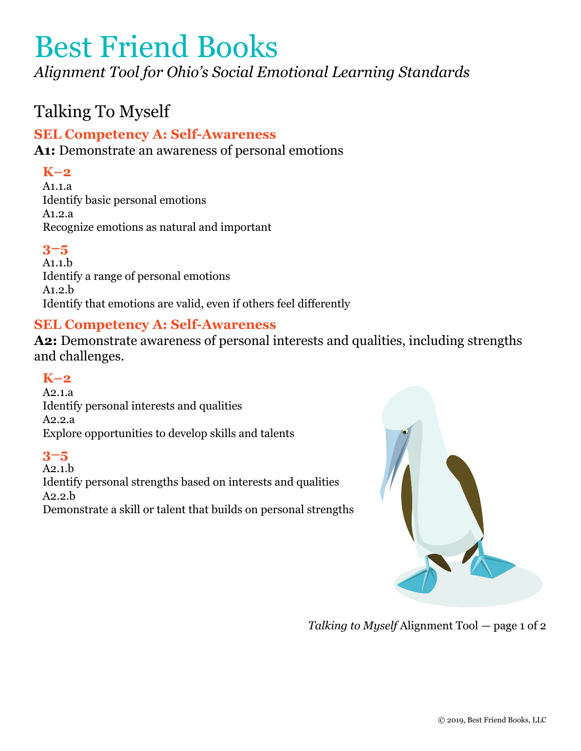# Best Friend Books

*Alignment Tool for Ohio's Social Emotional Learning Standards*

## Talking To Myself

### SEL Competency A: Self-Awareness

**A1:** Demonstrate an awareness of personal emotions

#### K–2

A1.1.a
Identify basic personal emotions
A1.2.a
Recognize emotions as natural and important

#### 3–5

A1.1.b
Identify a range of personal emotions
A1.2.b
Identify that emotions are valid, even if others feel differently

### SEL Competency A: Self-Awareness

**A2:** Demonstrate awareness of personal interests and qualities, including strengths and challenges.

#### K–2

A2.1.a
Identify personal interests and qualities
A2.2.a
Explore opportunities to develop skills and talents

#### 3–5

A2.1.b
Identify personal strengths based on interests and qualities
A2.2.b
Demonstrate a skill or talent that builds on personal strengths

© 2019, Best Friend Books, LLC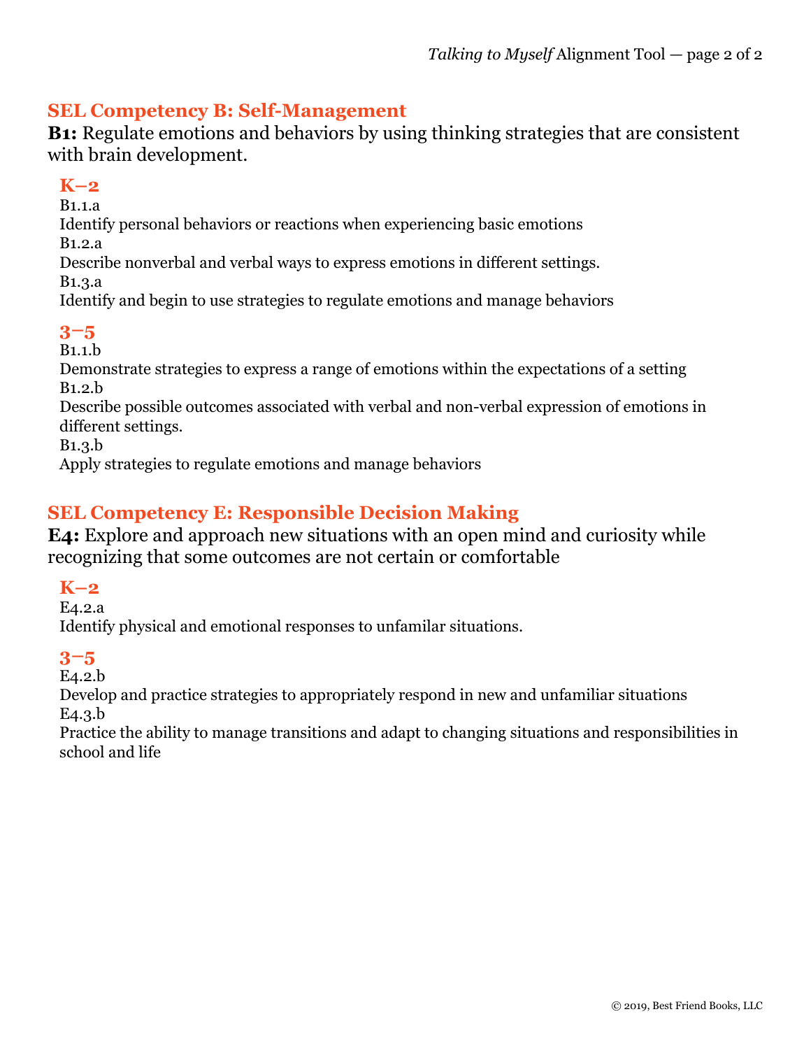## SEL Competency B: Self-Management

**B1:** Regulate emotions and behaviors by using thinking strategies that are consistent with brain development.

### K–2

B1.1.a
Identify personal behaviors or reactions when experiencing basic emotions
B1.2.a
Describe nonverbal and verbal ways to express emotions in different settings.
B1.3.a
Identify and begin to use strategies to regulate emotions and manage behaviors

### 3–5

B1.1.b
Demonstrate strategies to express a range of emotions within the expectations of a setting
B1.2.b
Describe possible outcomes associated with verbal and non-verbal expression of emotions in different settings.
B1.3.b
Apply strategies to regulate emotions and manage behaviors

## SEL Competency E: Responsible Decision Making

**E4:** Explore and approach new situations with an open mind and curiosity while recognizing that some outcomes are not certain or comfortable

### K–2

E4.2.a
Identify physical and emotional responses to unfamilar situations.

### 3–5

E4.2.b
Develop and practice strategies to appropriately respond in new and unfamiliar situations
E4.3.b
Practice the ability to manage transitions and adapt to changing situations and responsibilities in school and life

© 2019, Best Friend Books, LLC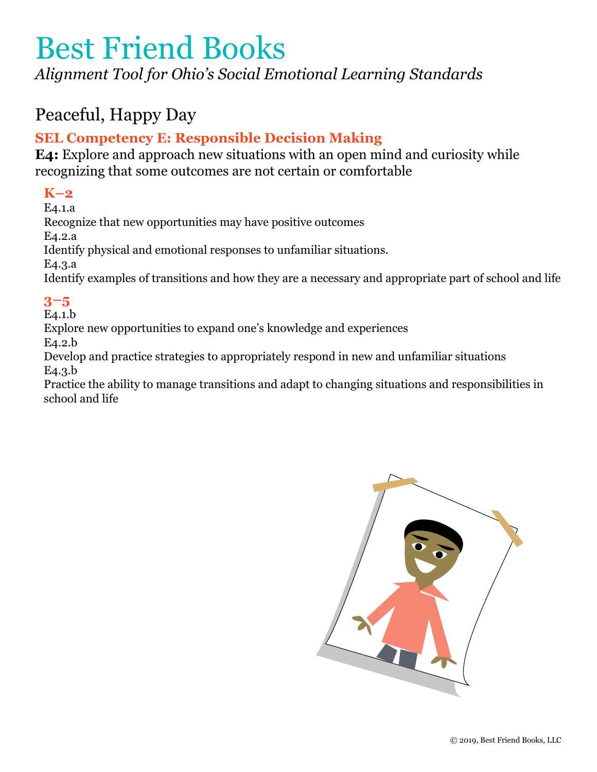# Best Friend Books

*Alignment Tool for Ohio's Social Emotional Learning Standards*

## Peaceful, Happy Day

### SEL Competency E: Responsible Decision Making

**E4:** Explore and approach new situations with an open mind and curiosity while recognizing that some outcomes are not certain or comfortable

#### K–2

E4.1.a
Recognize that new opportunities may have positive outcomes

E4.2.a
Identify physical and emotional responses to unfamiliar situations.

E4.3.a
Identify examples of transitions and how they are a necessary and appropriate part of school and life

#### 3–5

E4.1.b
Explore new opportunities to expand one's knowledge and experiences

E4.2.b
Develop and practice strategies to appropriately respond in new and unfamiliar situations

E4.3.b
Practice the ability to manage transitions and adapt to changing situations and responsibilities in school and life

© 2019, Best Friend Books, LLC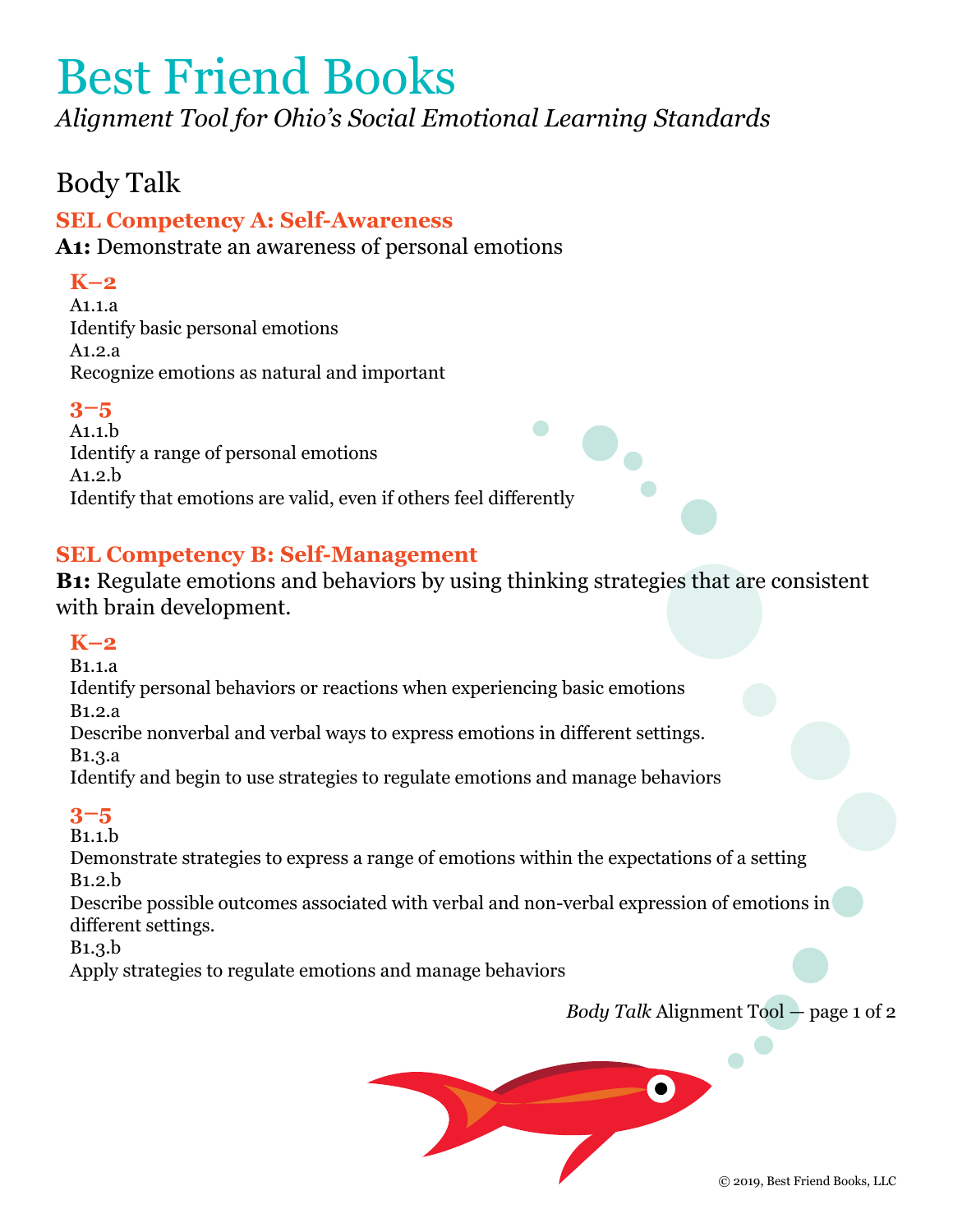# Best Friend Books

*Alignment Tool for Ohio's Social Emotional Learning Standards*

## Body Talk

### SEL Competency A: Self-Awareness

**A1:** Demonstrate an awareness of personal emotions

#### K–2

A1.1.a
Identify basic personal emotions

A1.2.a
Recognize emotions as natural and important

#### 3–5

A1.1.b
Identify a range of personal emotions

A1.2.b
Identify that emotions are valid, even if others feel differently

### SEL Competency B: Self-Management

**B1:** Regulate emotions and behaviors by using thinking strategies that are consistent with brain development.

#### K–2

B1.1.a
Identify personal behaviors or reactions when experiencing basic emotions

B1.2.a
Describe nonverbal and verbal ways to express emotions in different settings.

B1.3.a
Identify and begin to use strategies to regulate emotions and manage behaviors

#### 3–5

B1.1.b
Demonstrate strategies to express a range of emotions within the expectations of a setting

B1.2.b
Describe possible outcomes associated with verbal and non-verbal expression of emotions in different settings.

B1.3.b
Apply strategies to regulate emotions and manage behaviors

© 2019, Best Friend Books, LLC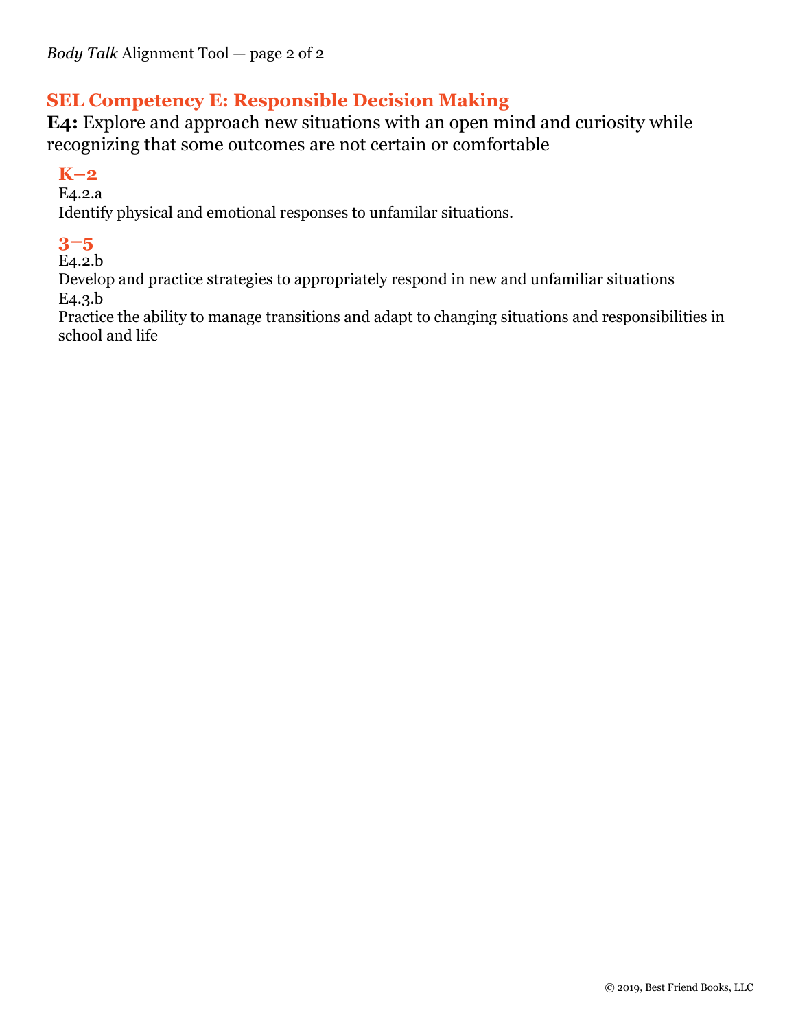## SEL Competency E: Responsible Decision Making

**E4:** Explore and approach new situations with an open mind and curiosity while recognizing that some outcomes are not certain or comfortable

### K–2

E4.2.a

Identify physical and emotional responses to unfamilar situations.

### 3–5

E4.2.b

Develop and practice strategies to appropriately respond in new and unfamiliar situations

E4.3.b

Practice the ability to manage transitions and adapt to changing situations and responsibilities in school and life

© 2019, Best Friend Books, LLC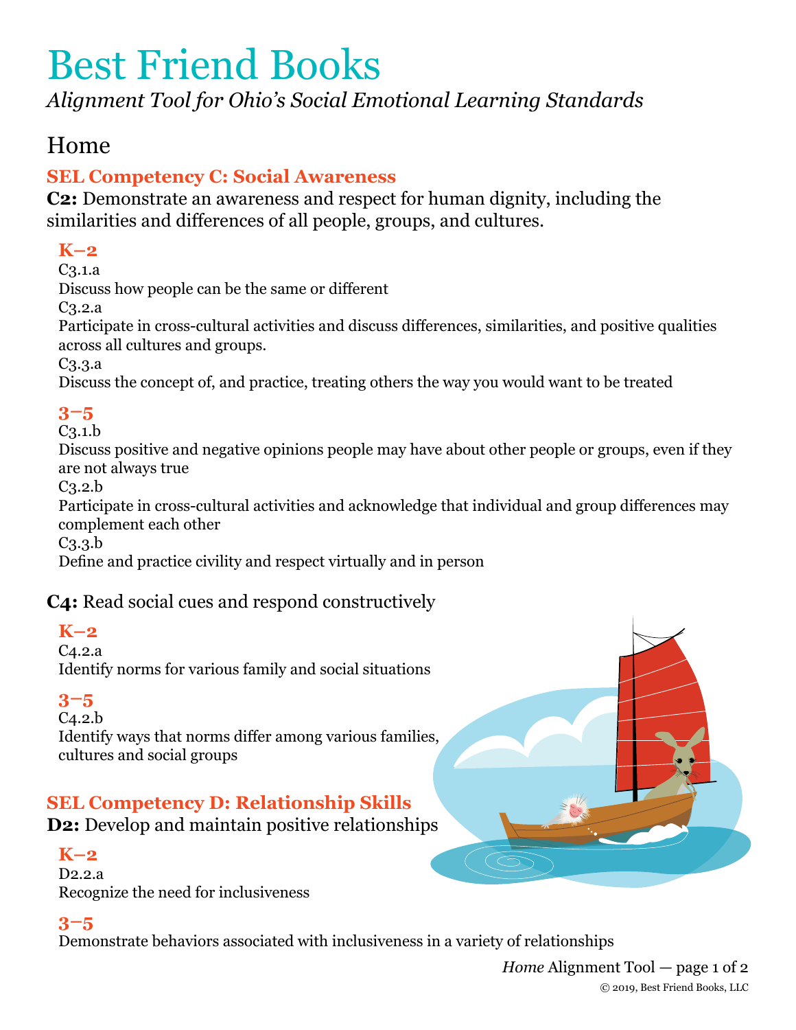# Best Friend Books

*Alignment Tool for Ohio's Social Emotional Learning Standards*

## Home

### SEL Competency C: Social Awareness

**C2:** Demonstrate an awareness and respect for human dignity, including the similarities and differences of all people, groups, and cultures.

#### K–2

C3.1.a
Discuss how people can be the same or different

C3.2.a
Participate in cross-cultural activities and discuss differences, similarities, and positive qualities across all cultures and groups.

C3.3.a
Discuss the concept of, and practice, treating others the way you would want to be treated

#### 3–5

C3.1.b
Discuss positive and negative opinions people may have about other people or groups, even if they are not always true

C3.2.b
Participate in cross-cultural activities and acknowledge that individual and group differences may complement each other

C3.3.b
Define and practice civility and respect virtually and in person

**C4:** Read social cues and respond constructively

#### K–2

C4.2.a
Identify norms for various family and social situations

#### 3–5

C4.2.b
Identify ways that norms differ among various families, cultures and social groups

### SEL Competency D: Relationship Skills

**D2:** Develop and maintain positive relationships

#### K–2

D2.2.a
Recognize the need for inclusiveness

#### 3–5

Demonstrate behaviors associated with inclusiveness in a variety of relationships

© 2019, Best Friend Books, LLC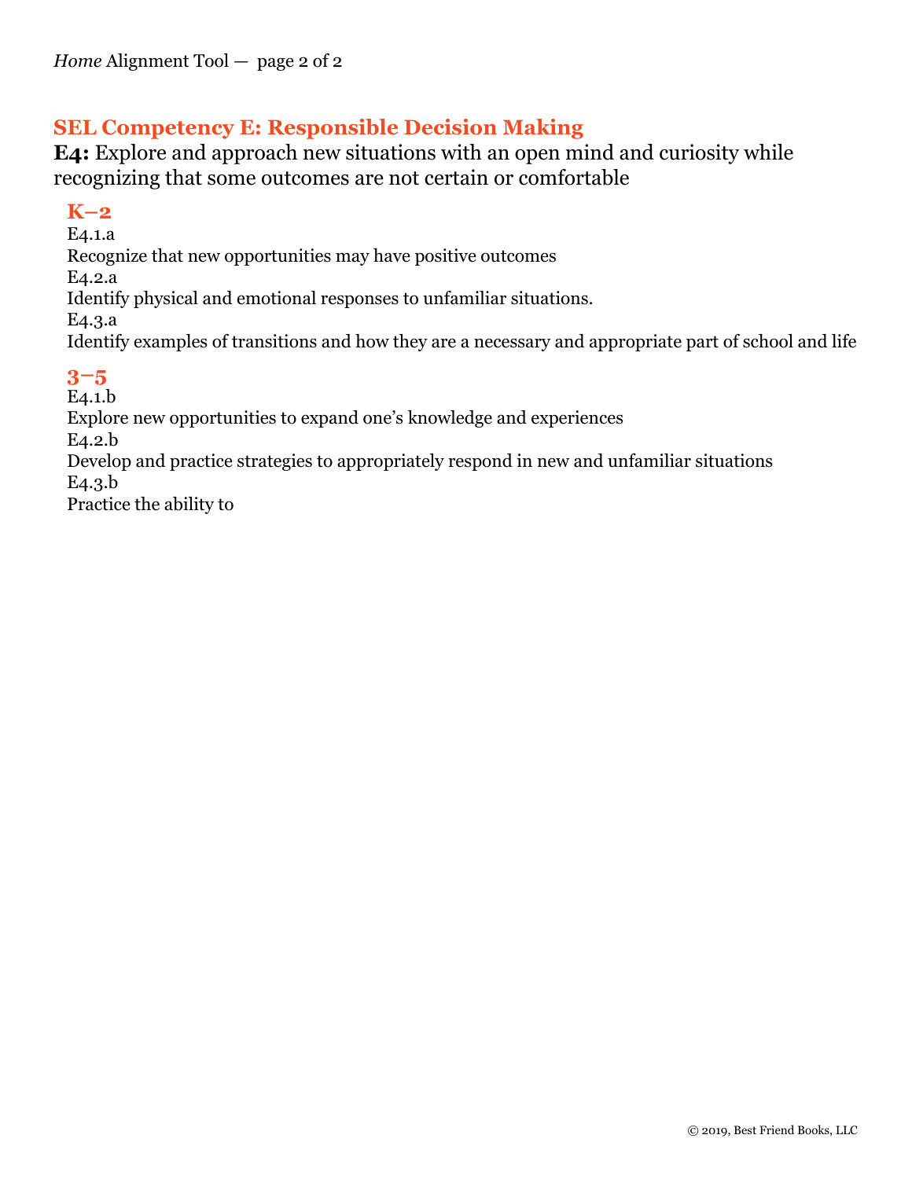## SEL Competency E: Responsible Decision Making

**E4:** Explore and approach new situations with an open mind and curiosity while recognizing that some outcomes are not certain or comfortable

### K–2

E4.1.a
Recognize that new opportunities may have positive outcomes

E4.2.a
Identify physical and emotional responses to unfamiliar situations.

E4.3.a
Identify examples of transitions and how they are a necessary and appropriate part of school and life

### 3–5

E4.1.b
Explore new opportunities to expand one's knowledge and experiences

E4.2.b
Develop and practice strategies to appropriately respond in new and unfamiliar situations

E4.3.b
Practice the ability to

© 2019, Best Friend Books, LLC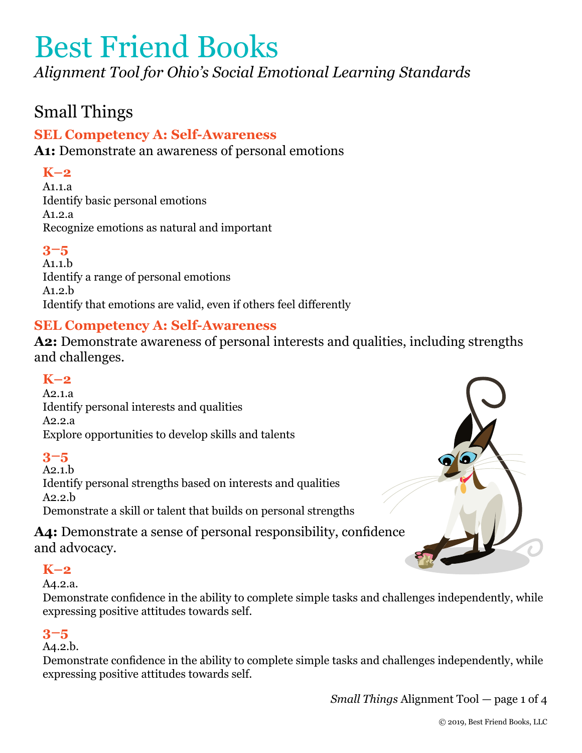# Best Friend Books

*Alignment Tool for Ohio's Social Emotional Learning Standards*

## Small Things

### SEL Competency A: Self-Awareness

**A1:** Demonstrate an awareness of personal emotions

#### K–2

A1.1.a
Identify basic personal emotions
A1.2.a
Recognize emotions as natural and important

#### 3–5

A1.1.b
Identify a range of personal emotions
A1.2.b
Identify that emotions are valid, even if others feel differently

### SEL Competency A: Self-Awareness

**A2:** Demonstrate awareness of personal interests and qualities, including strengths and challenges.

#### K–2

A2.1.a
Identify personal interests and qualities
A2.2.a
Explore opportunities to develop skills and talents

#### 3–5

A2.1.b
Identify personal strengths based on interests and qualities
A2.2.b
Demonstrate a skill or talent that builds on personal strengths

**A4:** Demonstrate a sense of personal responsibility, confidence and advocacy.

#### K–2

A4.2.a.
Demonstrate confidence in the ability to complete simple tasks and challenges independently, while expressing positive attitudes towards self.

#### 3–5

A4.2.b.
Demonstrate confidence in the ability to complete simple tasks and challenges independently, while expressing positive attitudes towards self.

© 2019, Best Friend Books, LLC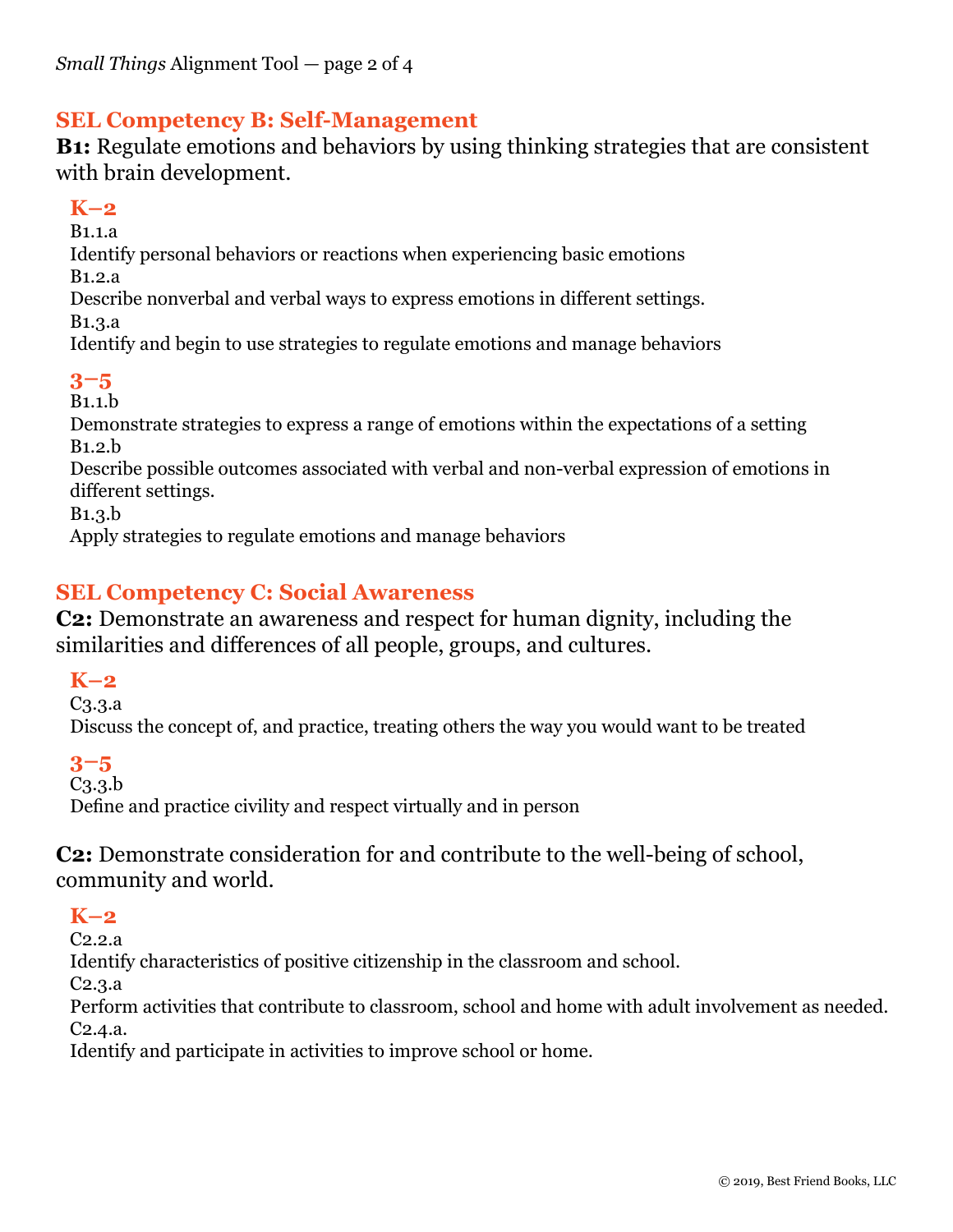## SEL Competency B: Self-Management

**B1:** Regulate emotions and behaviors by using thinking strategies that are consistent with brain development.

### K–2

B1.1.a
Identify personal behaviors or reactions when experiencing basic emotions

B1.2.a
Describe nonverbal and verbal ways to express emotions in different settings.

B1.3.a
Identify and begin to use strategies to regulate emotions and manage behaviors

### 3–5

B1.1.b
Demonstrate strategies to express a range of emotions within the expectations of a setting

B1.2.b
Describe possible outcomes associated with verbal and non-verbal expression of emotions in different settings.

B1.3.b
Apply strategies to regulate emotions and manage behaviors

## SEL Competency C: Social Awareness

**C2:** Demonstrate an awareness and respect for human dignity, including the similarities and differences of all people, groups, and cultures.

### K–2

C3.3.a
Discuss the concept of, and practice, treating others the way you would want to be treated

### 3–5

C3.3.b
Define and practice civility and respect virtually and in person

**C2:** Demonstrate consideration for and contribute to the well-being of school, community and world.

### K–2

C2.2.a
Identify characteristics of positive citizenship in the classroom and school.

C2.3.a
Perform activities that contribute to classroom, school and home with adult involvement as needed.

C2.4.a.
Identify and participate in activities to improve school or home.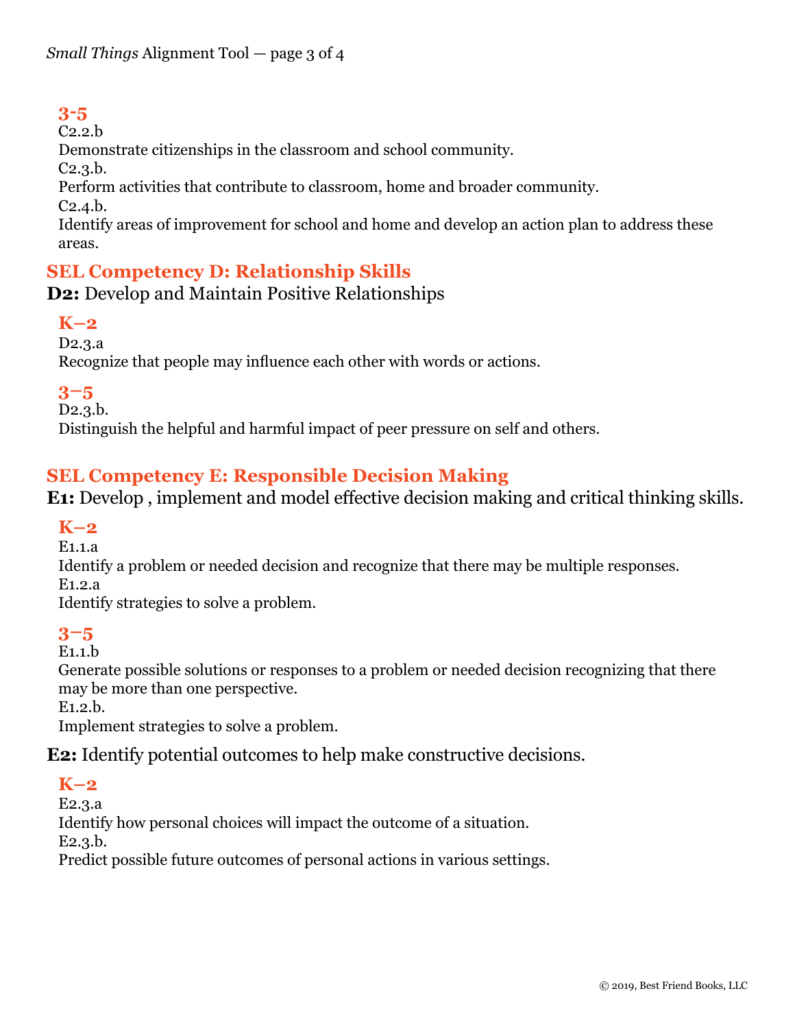### 3-5

C2.2.b

Demonstrate citizenships in the classroom and school community.

C2.3.b.

Perform activities that contribute to classroom, home and broader community.

C2.4.b.

Identify areas of improvement for school and home and develop an action plan to address these areas.

## SEL Competency D: Relationship Skills

**D2:** Develop and Maintain Positive Relationships

### K–2

D2.3.a

Recognize that people may influence each other with words or actions.

### 3–5

D2.3.b.

Distinguish the helpful and harmful impact of peer pressure on self and others.

## SEL Competency E: Responsible Decision Making

**E1:** Develop , implement and model effective decision making and critical thinking skills.

### K–2

E1.1.a

Identify a problem or needed decision and recognize that there may be multiple responses.

E1.2.a

Identify strategies to solve a problem.

### 3–5

E1.1.b

Generate possible solutions or responses to a problem or needed decision recognizing that there may be more than one perspective.

E1.2.b.

Implement strategies to solve a problem.

**E2:** Identify potential outcomes to help make constructive decisions.

### K–2

E2.3.a

Identify how personal choices will impact the outcome of a situation.

E2.3.b.

Predict possible future outcomes of personal actions in various settings.

© 2019, Best Friend Books, LLC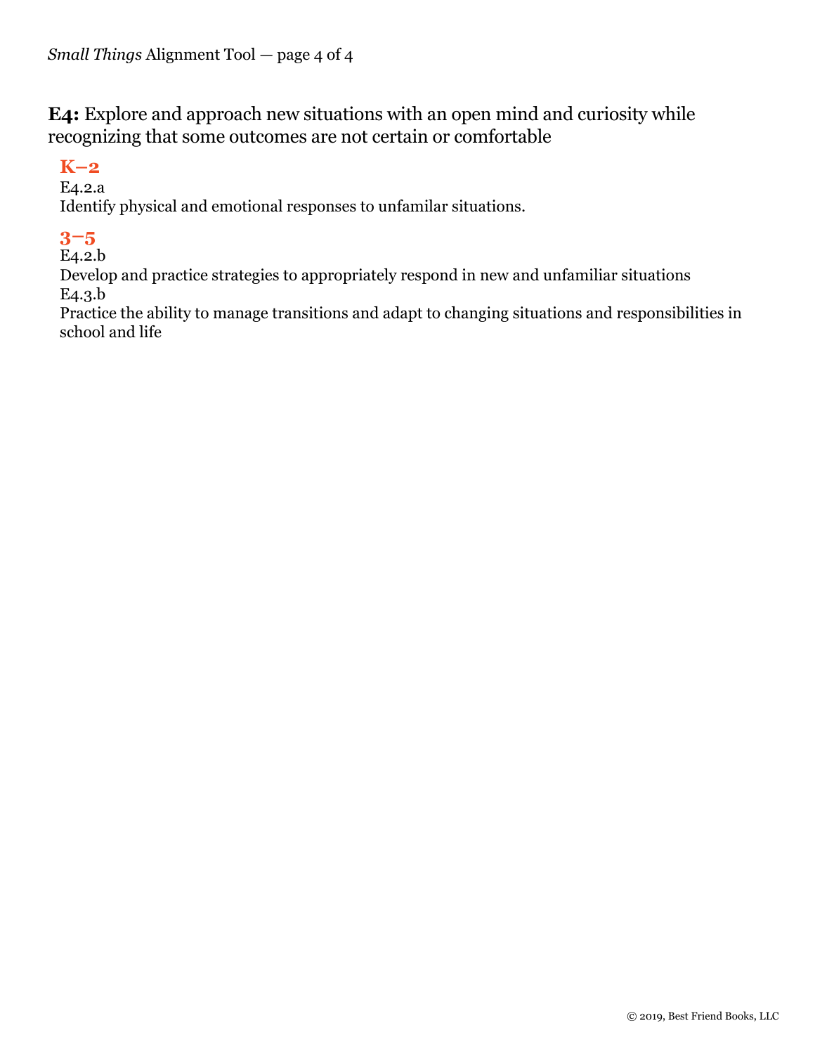**E4:** Explore and approach new situations with an open mind and curiosity while recognizing that some outcomes are not certain or comfortable

### K–2

E4.2.a

Identify physical and emotional responses to unfamilar situations.

### 3–5

E4.2.b

Develop and practice strategies to appropriately respond in new and unfamiliar situations

E4.3.b

Practice the ability to manage transitions and adapt to changing situations and responsibilities in school and life

© 2019, Best Friend Books, LLC